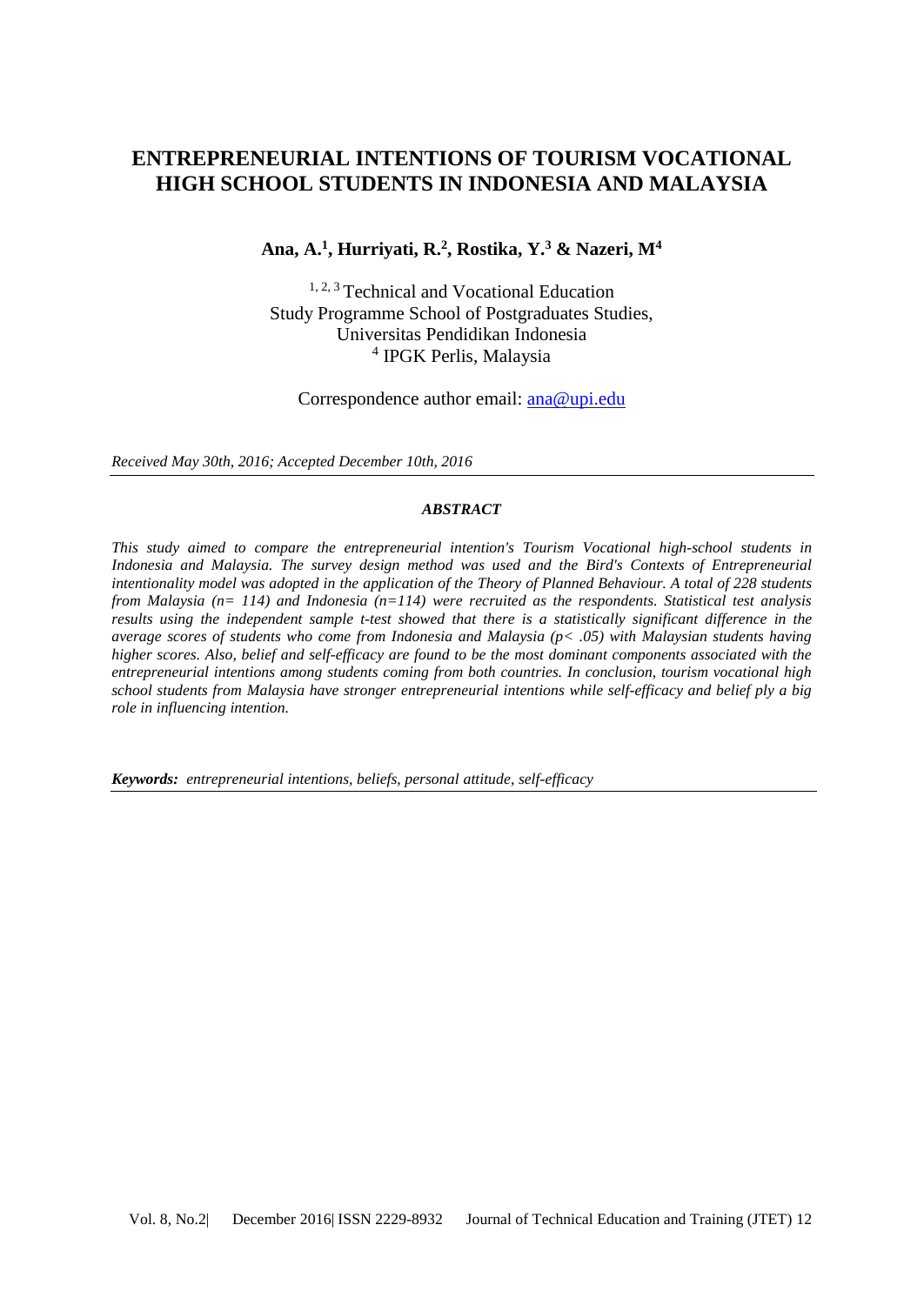# ENTREPRENEURIAL INTENTIONS OF TOURISM VOCATIONAL HIGH SCHOOL STUDENTS IN INDONESIA AND MALAYSIA

**Ana, A.[1], Hurriyati, R.[2], Rostika, Y.[3] & Nazeri, M[4]**

[1, 2, 3] Technical and Vocational Education
Study Programme School of Postgraduates Studies,
Universitas Pendidikan Indonesia
[4] IPGK Perlis, Malaysia

Correspondence author email: ana@upi.edu

*Received May 30th, 2016; Accepted December 10th, 2016*

### *ABSTRACT*

*This study aimed to compare the entrepreneurial intention's Tourism Vocational high-school students in Indonesia and Malaysia. The survey design method was used and the Bird's Contexts of Entrepreneurial intentionality model was adopted in the application of the Theory of Planned Behaviour. A total of 228 students from Malaysia (n= 114) and Indonesia (n=114) were recruited as the respondents. Statistical test analysis results using the independent sample t-test showed that there is a statistically significant difference in the average scores of students who come from Indonesia and Malaysia ($p< .05$) with Malaysian students having higher scores. Also, belief and self-efficacy are found to be the most dominant components associated with the entrepreneurial intentions among students coming from both countries. In conclusion, tourism vocational high school students from Malaysia have stronger entrepreneurial intentions while self-efficacy and belief ply a big role in influencing intention.*

***Keywords:*** *entrepreneurial intentions, beliefs, personal attitude, self-efficacy*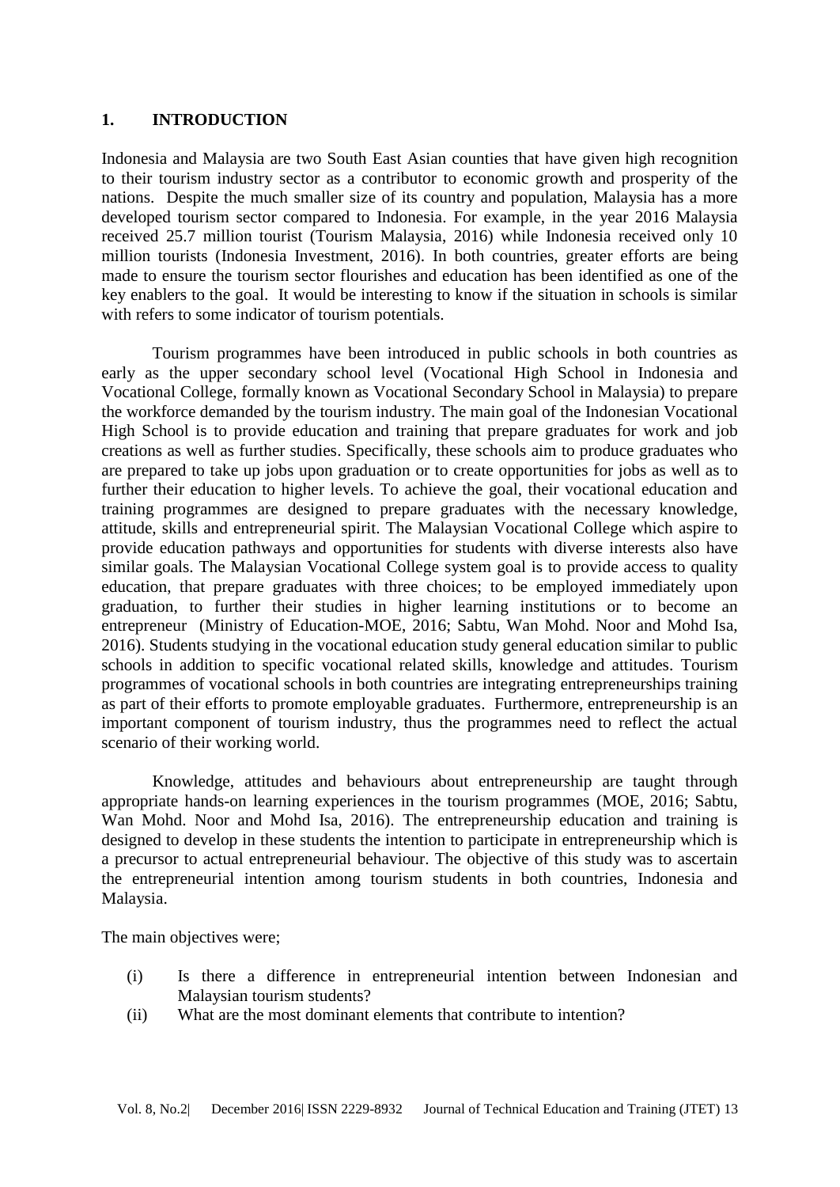## 1. INTRODUCTION

Indonesia and Malaysia are two South East Asian counties that have given high recognition to their tourism industry sector as a contributor to economic growth and prosperity of the nations. Despite the much smaller size of its country and population, Malaysia has a more developed tourism sector compared to Indonesia. For example, in the year 2016 Malaysia received 25.7 million tourist (Tourism Malaysia, 2016) while Indonesia received only 10 million tourists (Indonesia Investment, 2016). In both countries, greater efforts are being made to ensure the tourism sector flourishes and education has been identified as one of the key enablers to the goal. It would be interesting to know if the situation in schools is similar with refers to some indicator of tourism potentials.

Tourism programmes have been introduced in public schools in both countries as early as the upper secondary school level (Vocational High School in Indonesia and Vocational College, formally known as Vocational Secondary School in Malaysia) to prepare the workforce demanded by the tourism industry. The main goal of the Indonesian Vocational High School is to provide education and training that prepare graduates for work and job creations as well as further studies. Specifically, these schools aim to produce graduates who are prepared to take up jobs upon graduation or to create opportunities for jobs as well as to further their education to higher levels. To achieve the goal, their vocational education and training programmes are designed to prepare graduates with the necessary knowledge, attitude, skills and entrepreneurial spirit. The Malaysian Vocational College which aspire to provide education pathways and opportunities for students with diverse interests also have similar goals. The Malaysian Vocational College system goal is to provide access to quality education, that prepare graduates with three choices; to be employed immediately upon graduation, to further their studies in higher learning institutions or to become an entrepreneur (Ministry of Education-MOE, 2016; Sabtu, Wan Mohd. Noor and Mohd Isa, 2016). Students studying in the vocational education study general education similar to public schools in addition to specific vocational related skills, knowledge and attitudes. Tourism programmes of vocational schools in both countries are integrating entrepreneurships training as part of their efforts to promote employable graduates. Furthermore, entrepreneurship is an important component of tourism industry, thus the programmes need to reflect the actual scenario of their working world.

Knowledge, attitudes and behaviours about entrepreneurship are taught through appropriate hands-on learning experiences in the tourism programmes (MOE, 2016; Sabtu, Wan Mohd. Noor and Mohd Isa, 2016). The entrepreneurship education and training is designed to develop in these students the intention to participate in entrepreneurship which is a precursor to actual entrepreneurial behaviour. The objective of this study was to ascertain the entrepreneurial intention among tourism students in both countries, Indonesia and Malaysia.

The main objectives were;

(i) Is there a difference in entrepreneurial intention between Indonesian and Malaysian tourism students?

(ii) What are the most dominant elements that contribute to intention?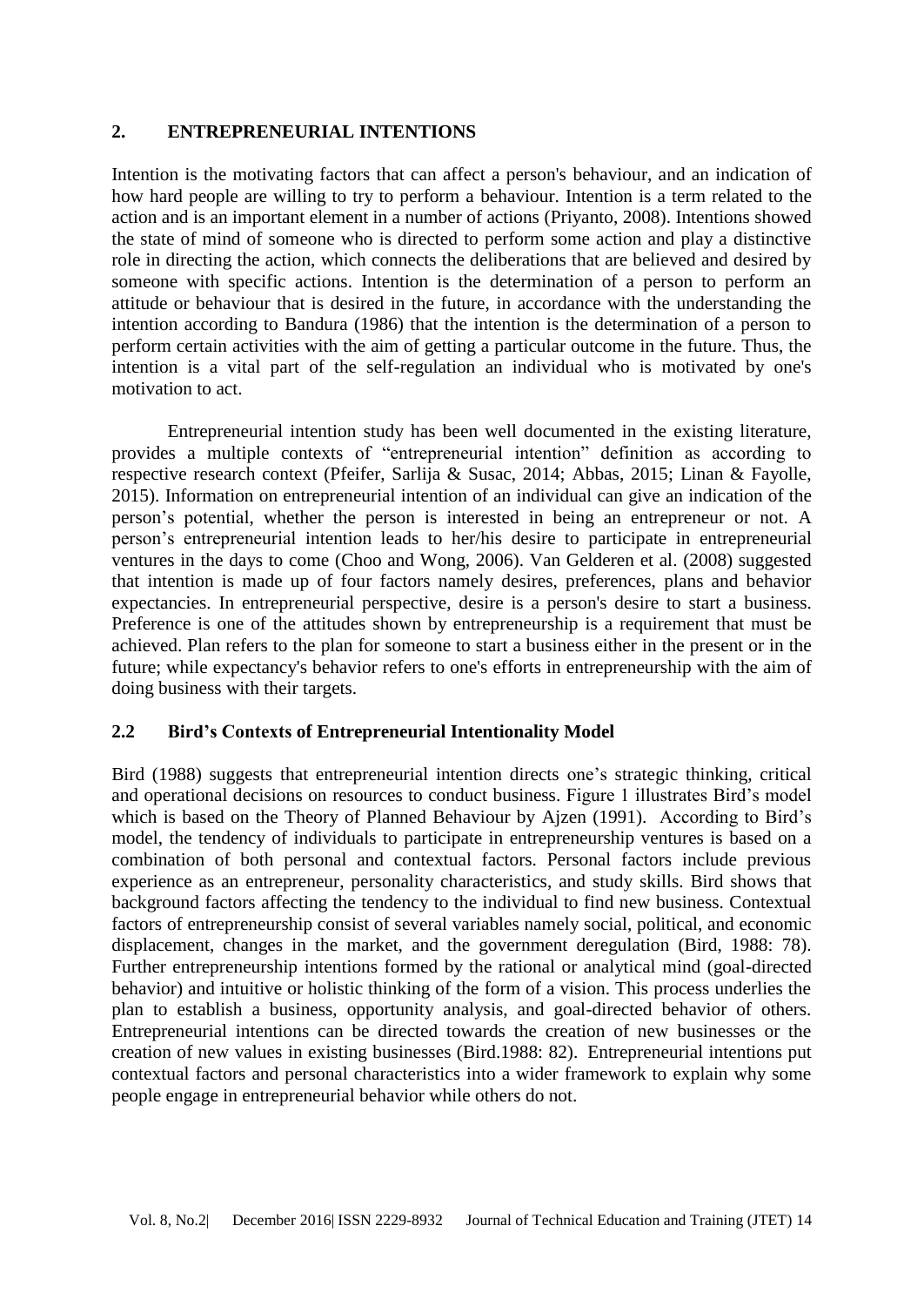## 2. ENTREPRENEURIAL INTENTIONS

Intention is the motivating factors that can affect a person's behaviour, and an indication of how hard people are willing to try to perform a behaviour. Intention is a term related to the action and is an important element in a number of actions (Priyanto, 2008). Intentions showed the state of mind of someone who is directed to perform some action and play a distinctive role in directing the action, which connects the deliberations that are believed and desired by someone with specific actions. Intention is the determination of a person to perform an attitude or behaviour that is desired in the future, in accordance with the understanding the intention according to Bandura (1986) that the intention is the determination of a person to perform certain activities with the aim of getting a particular outcome in the future. Thus, the intention is a vital part of the self-regulation an individual who is motivated by one's motivation to act.

Entrepreneurial intention study has been well documented in the existing literature, provides a multiple contexts of "entrepreneurial intention" definition as according to respective research context (Pfeifer, Sarlija & Susac, 2014; Abbas, 2015; Linan & Fayolle, 2015). Information on entrepreneurial intention of an individual can give an indication of the person's potential, whether the person is interested in being an entrepreneur or not. A person's entrepreneurial intention leads to her/his desire to participate in entrepreneurial ventures in the days to come (Choo and Wong, 2006). Van Gelderen et al. (2008) suggested that intention is made up of four factors namely desires, preferences, plans and behavior expectancies. In entrepreneurial perspective, desire is a person's desire to start a business. Preference is one of the attitudes shown by entrepreneurship is a requirement that must be achieved. Plan refers to the plan for someone to start a business either in the present or in the future; while expectancy's behavior refers to one's efforts in entrepreneurship with the aim of doing business with their targets.

### 2.2 Bird's Contexts of Entrepreneurial Intentionality Model

Bird (1988) suggests that entrepreneurial intention directs one's strategic thinking, critical and operational decisions on resources to conduct business. Figure 1 illustrates Bird's model which is based on the Theory of Planned Behaviour by Ajzen (1991). According to Bird's model, the tendency of individuals to participate in entrepreneurship ventures is based on a combination of both personal and contextual factors. Personal factors include previous experience as an entrepreneur, personality characteristics, and study skills. Bird shows that background factors affecting the tendency to the individual to find new business. Contextual factors of entrepreneurship consist of several variables namely social, political, and economic displacement, changes in the market, and the government deregulation (Bird, 1988: 78). Further entrepreneurship intentions formed by the rational or analytical mind (goal-directed behavior) and intuitive or holistic thinking of the form of a vision. This process underlies the plan to establish a business, opportunity analysis, and goal-directed behavior of others. Entrepreneurial intentions can be directed towards the creation of new businesses or the creation of new values in existing businesses (Bird.1988: 82). Entrepreneurial intentions put contextual factors and personal characteristics into a wider framework to explain why some people engage in entrepreneurial behavior while others do not.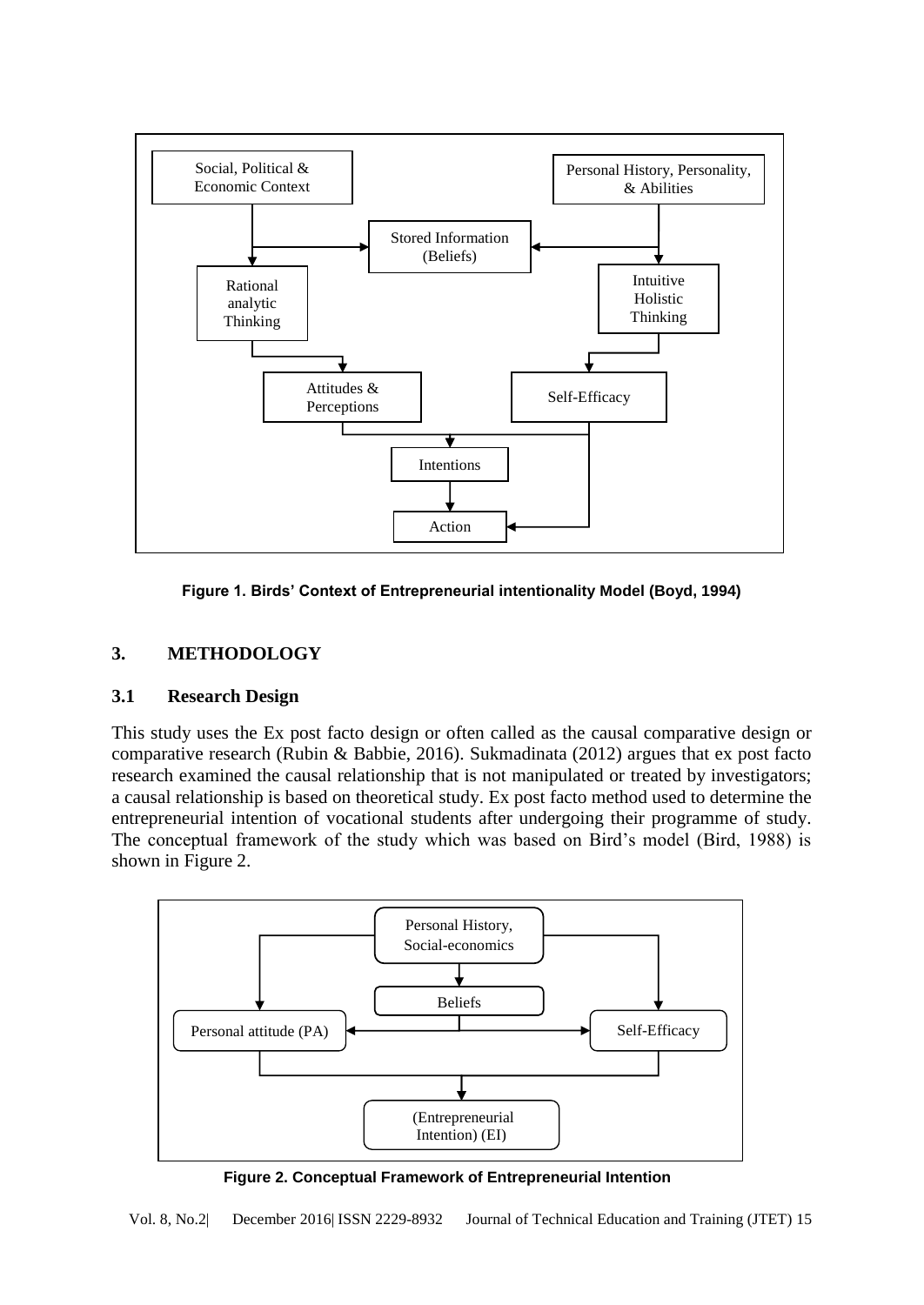**Figure 1. Birds' Context of Entrepreneurial intentionality Model (Boyd, 1994)**

## 3. METHODOLOGY

### 3.1 Research Design

This study uses the Ex post facto design or often called as the causal comparative design or comparative research (Rubin & Babbie, 2016). Sukmadinata (2012) argues that ex post facto research examined the causal relationship that is not manipulated or treated by investigators; a causal relationship is based on theoretical study. Ex post facto method used to determine the entrepreneurial intention of vocational students after undergoing their programme of study. The conceptual framework of the study which was based on Bird's model (Bird, 1988) is shown in Figure 2.

**Figure 2. Conceptual Framework of Entrepreneurial Intention**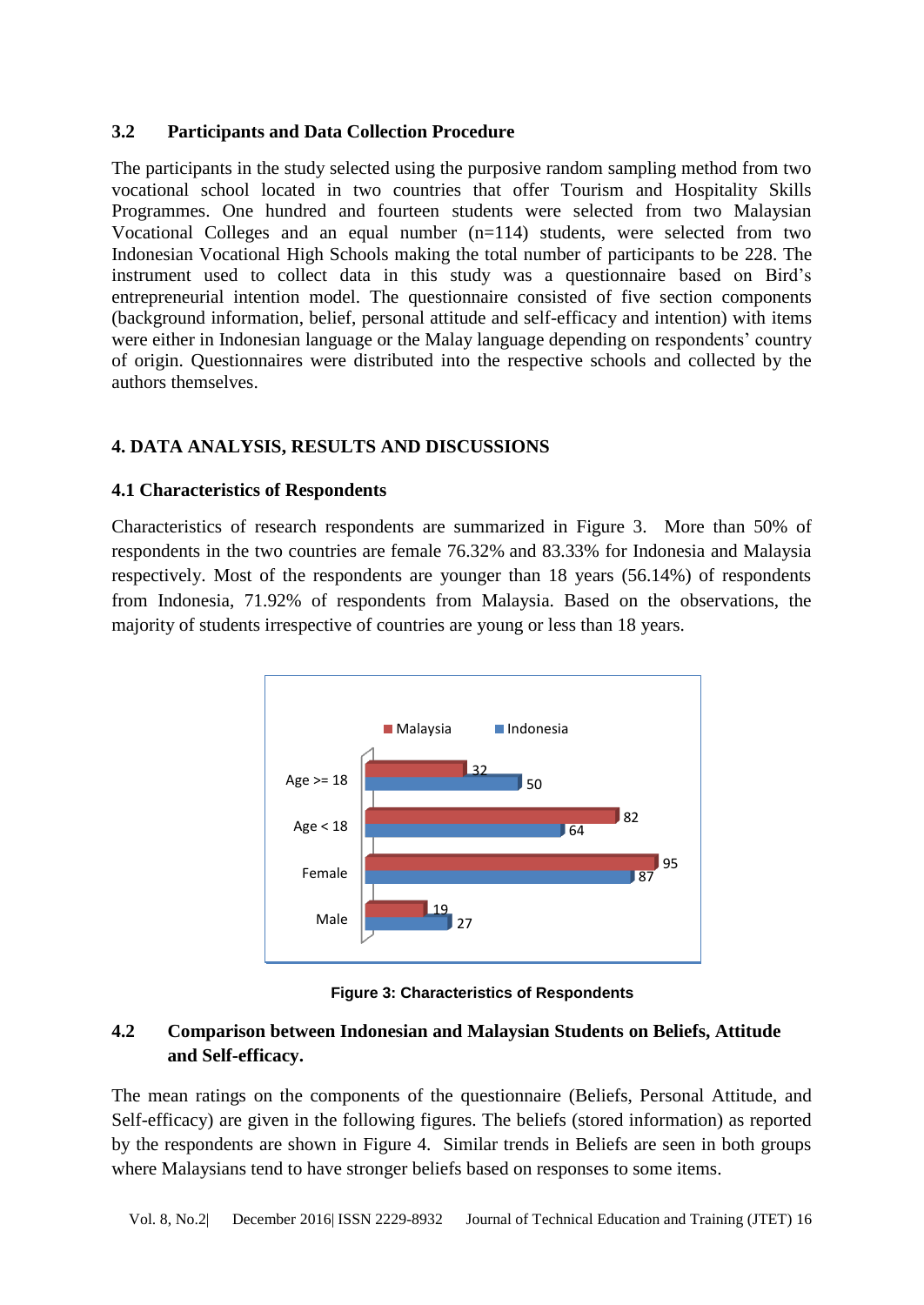### 3.2 Participants and Data Collection Procedure

The participants in the study selected using the purposive random sampling method from two vocational school located in two countries that offer Tourism and Hospitality Skills Programmes. One hundred and fourteen students were selected from two Malaysian Vocational Colleges and an equal number (n=114) students, were selected from two Indonesian Vocational High Schools making the total number of participants to be 228. The instrument used to collect data in this study was a questionnaire based on Bird's entrepreneurial intention model. The questionnaire consisted of five section components (background information, belief, personal attitude and self-efficacy and intention) with items were either in Indonesian language or the Malay language depending on respondents' country of origin. Questionnaires were distributed into the respective schools and collected by the authors themselves.

## 4. DATA ANALYSIS, RESULTS AND DISCUSSIONS

### 4.1 Characteristics of Respondents

Characteristics of research respondents are summarized in Figure 3. More than 50% of respondents in the two countries are female 76.32% and 83.33% for Indonesia and Malaysia respectively. Most of the respondents are younger than 18 years (56.14%) of respondents from Indonesia, 71.92% of respondents from Malaysia. Based on the observations, the majority of students irrespective of countries are young or less than 18 years.

| | Malaysia | Indonesia |
|---|---|---|
| Age >= 18 | 32 | 50 |
| Age < 18 | 82 | 64 |
| Female | 95 | 87 |
| Male | 19 | 27 |

**Figure 3: Characteristics of Respondents**

### 4.2 Comparison between Indonesian and Malaysian Students on Beliefs, Attitude and Self-efficacy.

The mean ratings on the components of the questionnaire (Beliefs, Personal Attitude, and Self-efficacy) are given in the following figures. The beliefs (stored information) as reported by the respondents are shown in Figure 4. Similar trends in Beliefs are seen in both groups where Malaysians tend to have stronger beliefs based on responses to some items.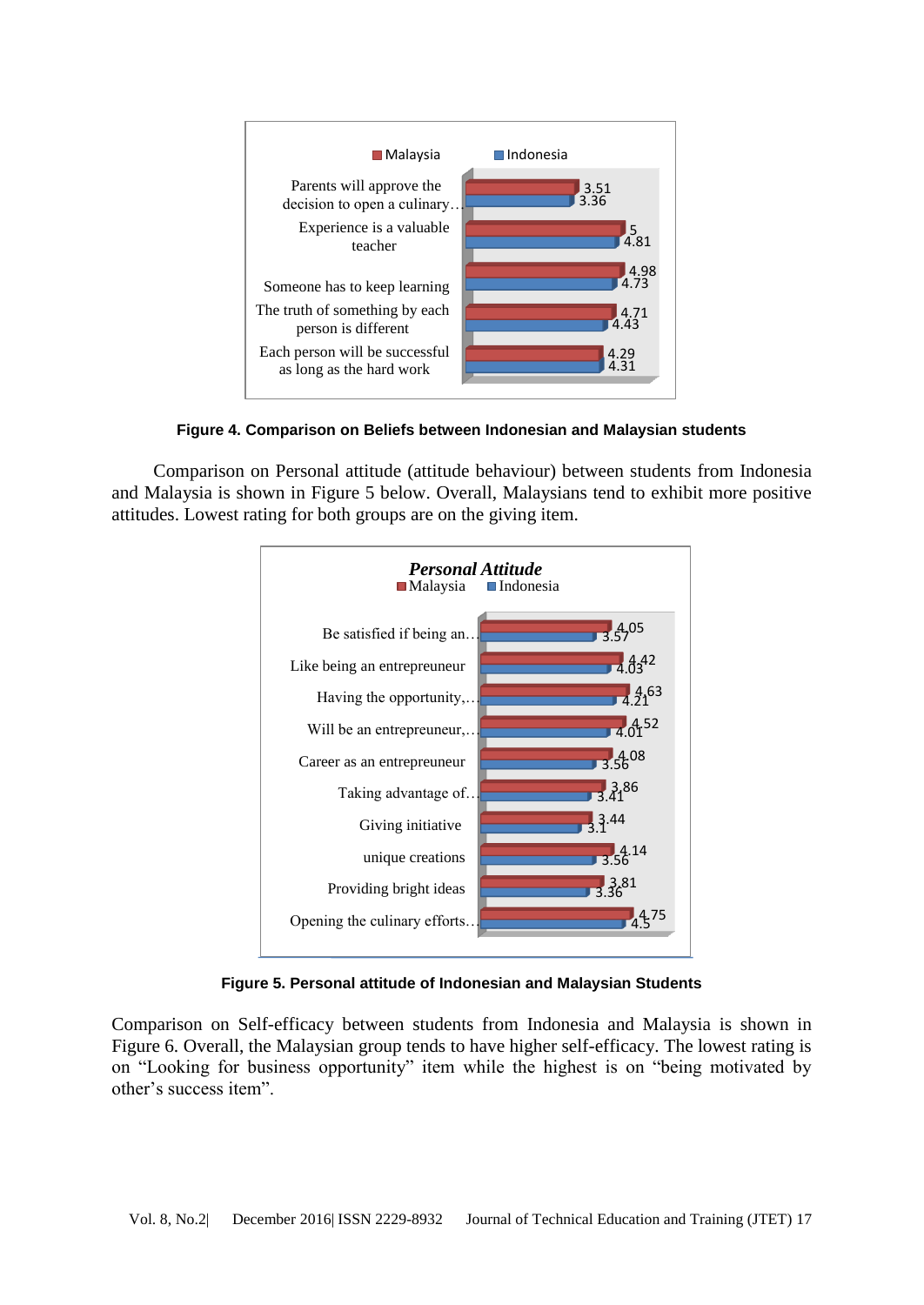| | Malaysia | Indonesia |
|---|---|---|
| Parents will approve the decision to open a culinary… | 3.51 | 3.36 |
| Experience is a valuable teacher | 5 | 4.81 |
| Someone has to keep learning | 4.98 | 4.73 |
| The truth of something by each person is different | 4.71 | 4.43 |
| Each person will be successful as long as the hard work | 4.29 | 4.31 |

**Figure 4. Comparison on Beliefs between Indonesian and Malaysian students**

Comparison on Personal attitude (attitude behaviour) between students from Indonesia and Malaysia is shown in Figure 5 below. Overall, Malaysians tend to exhibit more positive attitudes. Lowest rating for both groups are on the giving item.

***Personal Attitude***

| | Malaysia | Indonesia |
|---|---|---|
| Be satisfied if being an… | 4.05 | 3.57 |
| Like being an entrepreneur | 4.42 | 4.03 |
| Having the opportunity,… | 4.63 | 4.21 |
| Will be an entrepreneur,… | 4.52 | 4.01 |
| Career as an entrepreneur | 4.08 | 3.56 |
| Taking advantage of… | 3.86 | 3.41 |
| Giving initiative | 3.44 | 3.1 |
| unique creations | 4.14 | 3.56 |
| Providing bright ideas | 3.81 | 3.36 |
| Opening the culinary efforts… | 4.75 | 4.5 |

**Figure 5. Personal attitude of Indonesian and Malaysian Students**

Comparison on Self-efficacy between students from Indonesia and Malaysia is shown in Figure 6. Overall, the Malaysian group tends to have higher self-efficacy. The lowest rating is on "Looking for business opportunity" item while the highest is on "being motivated by other's success item".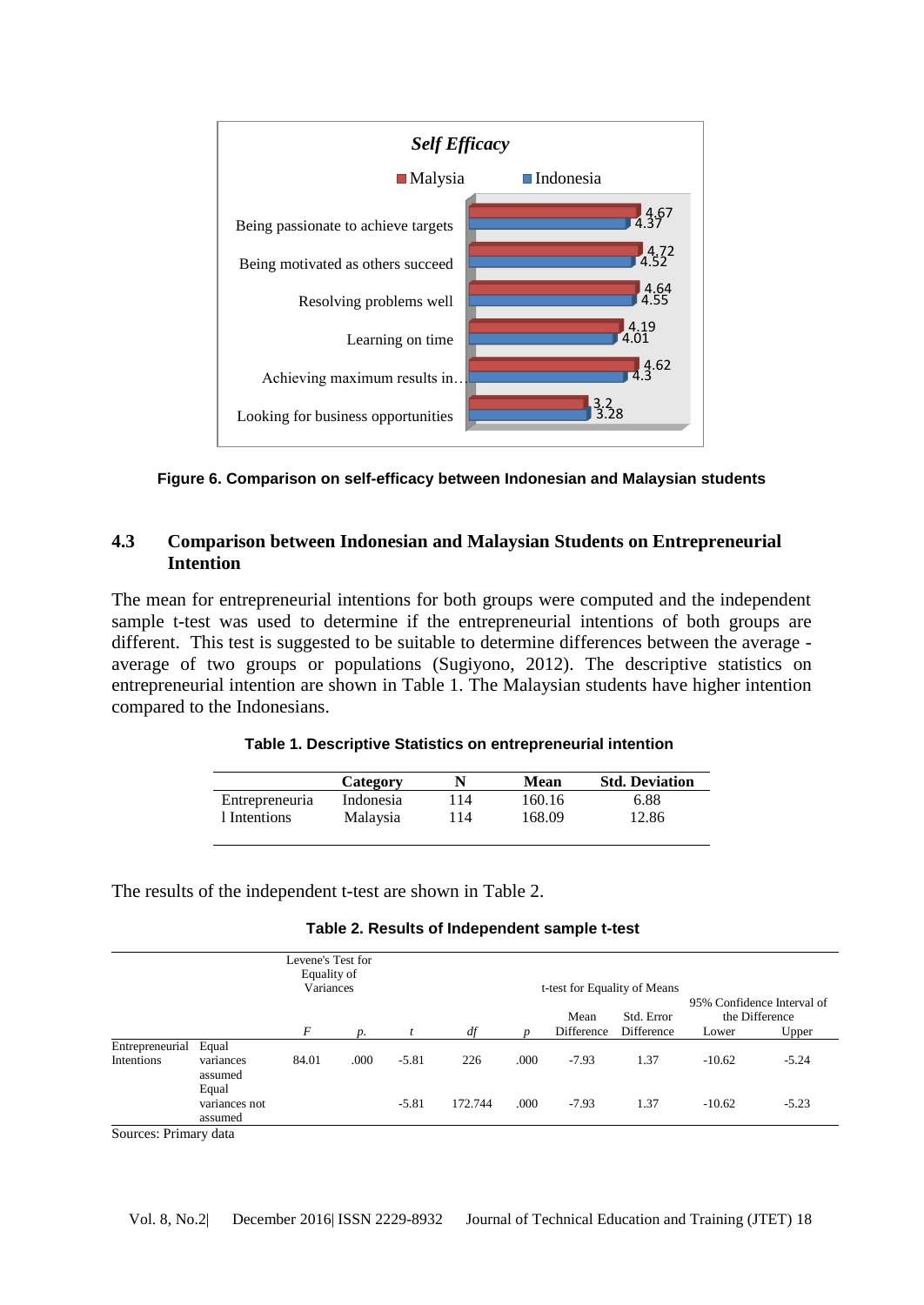**Self Efficacy**

■ Malysia ■ Indonesia

| | Malysia | Indonesia |
|---|---|---|
| Being passionate to achieve targets | 4.67 | 4.37 |
| Being motivated as others succeed | 4.72 | 4.52 |
| Resolving problems well | 4.64 | 4.55 |
| Learning on time | 4.19 | 4.01 |
| Achieving maximum results in… | 4.62 | 4.3 |
| Looking for business opportunities | 3.2 | 3.28 |

**Figure 6. Comparison on self-efficacy between Indonesian and Malaysian students**

## 4.3 Comparison between Indonesian and Malaysian Students on Entrepreneurial Intention

The mean for entrepreneurial intentions for both groups were computed and the independent sample t-test was used to determine if the entrepreneurial intentions of both groups are different. This test is suggested to be suitable to determine differences between the average - average of two groups or populations (Sugiyono, 2012). The descriptive statistics on entrepreneurial intention are shown in Table 1. The Malaysian students have higher intention compared to the Indonesians.

**Table 1. Descriptive Statistics on entrepreneurial intention**

| | Category | N | Mean | Std. Deviation |
|---|---|---|---|---|
| Entrepreneurial Intentions | Indonesia | 114 | 160.16 | 6.88 |
| | Malaysia | 114 | 168.09 | 12.86 |

The results of the independent t-test are shown in Table 2.

**Table 2. Results of Independent sample t-test**

| | | Levene's Test for Equality of Variances | | t-test for Equality of Means | | | | | 95% Confidence Interval of the Difference | |
|---|---|---|---|---|---|---|---|---|---|---|
| | | *F* | *p.* | *t* | *df* | *p* | Mean Difference | Std. Error Difference | Lower | Upper |
| Entrepreneurial Intentions | Equal variances assumed | 84.01 | .000 | -5.81 | 226 | .000 | -7.93 | 1.37 | -10.62 | -5.24 |
| | Equal variances not assumed | | | -5.81 | 172.744 | .000 | -7.93 | 1.37 | -10.62 | -5.23 |

Sources: Primary data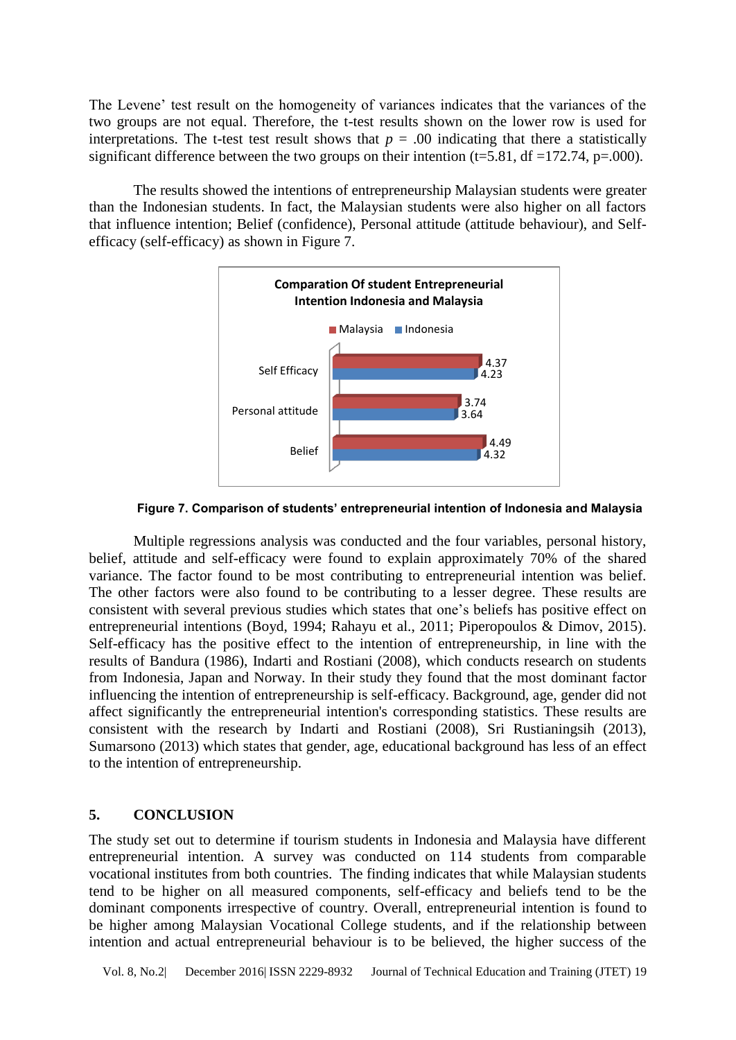The Levene' test result on the homogeneity of variances indicates that the variances of the two groups are not equal. Therefore, the t-test results shown on the lower row is used for interpretations. The t-test test result shows that $p$ = .00 indicating that there a statistically significant difference between the two groups on their intention (t=5.81, df =172.74, p=.000).

The results showed the intentions of entrepreneurship Malaysian students were greater than the Indonesian students. In fact, the Malaysian students were also higher on all factors that influence intention; Belief (confidence), Personal attitude (attitude behaviour), and Self-efficacy (self-efficacy) as shown in Figure 7.

**Comparation Of student Entrepreneurial Intention Indonesia and Malaysia**

| | Malaysia | Indonesia |
|---|---|---|
| Self Efficacy | 4.37 | 4.23 |
| Personal attitude | 3.74 | 3.64 |
| Belief | 4.49 | 4.32 |

**Figure 7. Comparison of students' entrepreneurial intention of Indonesia and Malaysia**

Multiple regressions analysis was conducted and the four variables, personal history, belief, attitude and self-efficacy were found to explain approximately 70% of the shared variance. The factor found to be most contributing to entrepreneurial intention was belief. The other factors were also found to be contributing to a lesser degree. These results are consistent with several previous studies which states that one's beliefs has positive effect on entrepreneurial intentions (Boyd, 1994; Rahayu et al., 2011; Piperopoulos & Dimov, 2015). Self-efficacy has the positive effect to the intention of entrepreneurship, in line with the results of Bandura (1986), Indarti and Rostiani (2008), which conducts research on students from Indonesia, Japan and Norway. In their study they found that the most dominant factor influencing the intention of entrepreneurship is self-efficacy. Background, age, gender did not affect significantly the entrepreneurial intention's corresponding statistics. These results are consistent with the research by Indarti and Rostiani (2008), Sri Rustianingsih (2013), Sumarsono (2013) which states that gender, age, educational background has less of an effect to the intention of entrepreneurship.

## 5. CONCLUSION

The study set out to determine if tourism students in Indonesia and Malaysia have different entrepreneurial intention. A survey was conducted on 114 students from comparable vocational institutes from both countries. The finding indicates that while Malaysian students tend to be higher on all measured components, self-efficacy and beliefs tend to be the dominant components irrespective of country. Overall, entrepreneurial intention is found to be higher among Malaysian Vocational College students, and if the relationship between intention and actual entrepreneurial behaviour is to be believed, the higher success of the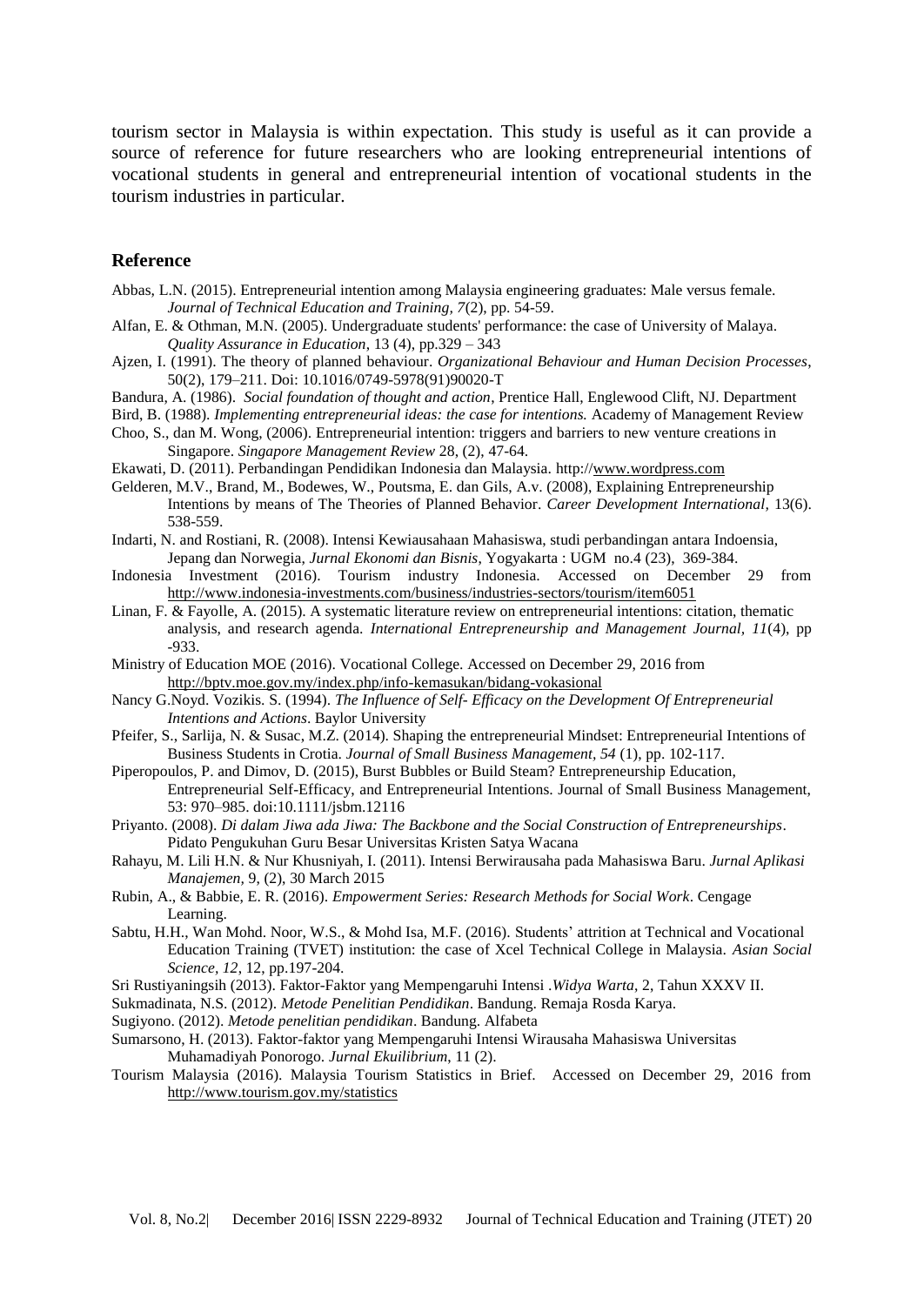tourism sector in Malaysia is within expectation. This study is useful as it can provide a source of reference for future researchers who are looking entrepreneurial intentions of vocational students in general and entrepreneurial intention of vocational students in the tourism industries in particular.

## Reference

Abbas, L.N. (2015). Entrepreneurial intention among Malaysia engineering graduates: Male versus female. *Journal of Technical Education and Training, 7*(2), pp. 54-59.

Alfan, E. & Othman, M.N. (2005). Undergraduate students' performance: the case of University of Malaya. *Quality Assurance in Education*, 13 (4), pp.329 – 343

Ajzen, I. (1991). The theory of planned behaviour. *Organizational Behaviour and Human Decision Processes*, 50(2), 179–211. Doi: 10.1016/0749-5978(91)90020-T

Bandura, A. (1986). *Social foundation of thought and action*, Prentice Hall, Englewood Clift, NJ. Department

Bird, B. (1988). *Implementing entrepreneurial ideas: the case for intentions.* Academy of Management Review

Choo, S., dan M. Wong, (2006). Entrepreneurial intention: triggers and barriers to new venture creations in Singapore. *Singapore Management Review* 28, (2), 47-64.

Ekawati, D. (2011). Perbandingan Pendidikan Indonesia dan Malaysia. http://www.wordpress.com

Gelderen, M.V., Brand, M., Bodewes, W., Poutsma, E. dan Gils, A.v. (2008), Explaining Entrepreneurship Intentions by means of The Theories of Planned Behavior. *Career Development International,* 13(6). 538-559.

Indarti, N. and Rostiani, R. (2008). Intensi Kewiausahaan Mahasiswa, studi perbandingan antara Indoensia, Jepang dan Norwegia, *Jurnal Ekonomi dan Bisnis*, Yogyakarta : UGM no.4 (23), 369-384.

Indonesia Investment (2016). Tourism industry Indonesia. Accessed on December 29 from http://www.indonesia-investments.com/business/industries-sectors/tourism/item6051

Linan, F. & Fayolle, A. (2015). A systematic literature review on entrepreneurial intentions: citation, thematic analysis, and research agenda. *International Entrepreneurship and Management Journal, 11*(4), pp -933.

Ministry of Education MOE (2016). Vocational College. Accessed on December 29, 2016 from http://bptv.moe.gov.my/index.php/info-kemasukan/bidang-vokasional

Nancy G.Noyd. Vozikis. S. (1994). *The Influence of Self- Efficacy on the Development Of Entrepreneurial Intentions and Actions*. Baylor University

Pfeifer, S., Sarlija, N. & Susac, M.Z. (2014). Shaping the entrepreneurial Mindset: Entrepreneurial Intentions of Business Students in Crotia. *Journal of Small Business Management, 54* (1), pp. 102-117.

Piperopoulos, P. and Dimov, D. (2015), Burst Bubbles or Build Steam? Entrepreneurship Education, Entrepreneurial Self-Efficacy, and Entrepreneurial Intentions. Journal of Small Business Management, 53: 970–985. doi:10.1111/jsbm.12116

Priyanto. (2008). *Di dalam Jiwa ada Jiwa: The Backbone and the Social Construction of Entrepreneurships*. Pidato Pengukuhan Guru Besar Universitas Kristen Satya Wacana

Rahayu, M. Lili H.N. & Nur Khusniyah, I. (2011). Intensi Berwirausaha pada Mahasiswa Baru. *Jurnal Aplikasi Manajemen,* 9, (2), 30 March 2015

Rubin, A., & Babbie, E. R. (2016). *Empowerment Series: Research Methods for Social Work*. Cengage Learning.

Sabtu, H.H., Wan Mohd. Noor, W.S., & Mohd Isa, M.F. (2016). Students' attrition at Technical and Vocational Education Training (TVET) institution: the case of Xcel Technical College in Malaysia. *Asian Social Science, 12*, 12, pp.197-204.

Sri Rustiyaningsih (2013). Faktor-Faktor yang Mempengaruhi Intensi .*Widya Warta*, 2, Tahun XXXV II.

Sukmadinata, N.S. (2012). *Metode Penelitian Pendidikan*. Bandung. Remaja Rosda Karya.

Sugiyono. (2012). *Metode penelitian pendidikan*. Bandung. Alfabeta

Sumarsono, H. (2013). Faktor-faktor yang Mempengaruhi Intensi Wirausaha Mahasiswa Universitas Muhamadiyah Ponorogo. *Jurnal Ekuilibrium*, 11 (2).

Tourism Malaysia (2016). Malaysia Tourism Statistics in Brief. Accessed on December 29, 2016 from http://www.tourism.gov.my/statistics